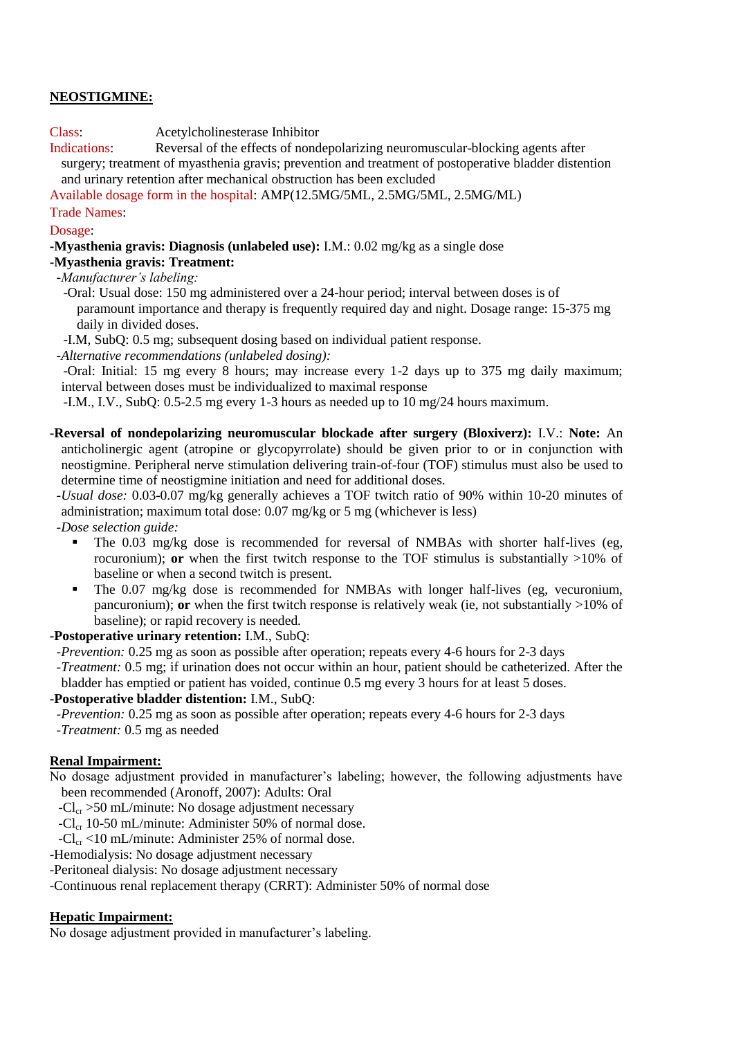## NEOSTIGMINE:

Class: Acetylcholinesterase Inhibitor

Indications: Reversal of the effects of nondepolarizing neuromuscular-blocking agents after surgery; treatment of myasthenia gravis; prevention and treatment of postoperative bladder distention and urinary retention after mechanical obstruction has been excluded

Available dosage form in the hospital: AMP(12.5MG/5ML, 2.5MG/5ML, 2.5MG/ML)

Trade Names:

Dosage:

**-Myasthenia gravis: Diagnosis (unlabeled use):** I.M.: 0.02 mg/kg as a single dose

**-Myasthenia gravis: Treatment:**

-*Manufacturer's labeling:*

-Oral: Usual dose: 150 mg administered over a 24-hour period; interval between doses is of paramount importance and therapy is frequently required day and night. Dosage range: 15-375 mg daily in divided doses.

-I.M, SubQ: 0.5 mg; subsequent dosing based on individual patient response.

-*Alternative recommendations (unlabeled dosing):*

-Oral: Initial: 15 mg every 8 hours; may increase every 1-2 days up to 375 mg daily maximum; interval between doses must be individualized to maximal response

-I.M., I.V., SubQ: 0.5-2.5 mg every 1-3 hours as needed up to 10 mg/24 hours maximum.

**-Reversal of nondepolarizing neuromuscular blockade after surgery (Bloxiverz):** I.V.: **Note:** An anticholinergic agent (atropine or glycopyrrolate) should be given prior to or in conjunction with neostigmine. Peripheral nerve stimulation delivering train-of-four (TOF) stimulus must also be used to determine time of neostigmine initiation and need for additional doses.

-*Usual dose:* 0.03-0.07 mg/kg generally achieves a TOF twitch ratio of 90% within 10-20 minutes of administration; maximum total dose: 0.07 mg/kg or 5 mg (whichever is less)

-*Dose selection guide:*

- The 0.03 mg/kg dose is recommended for reversal of NMBAs with shorter half-lives (eg, rocuronium); **or** when the first twitch response to the TOF stimulus is substantially >10% of baseline or when a second twitch is present.
- The 0.07 mg/kg dose is recommended for NMBAs with longer half-lives (eg, vecuronium, pancuronium); **or** when the first twitch response is relatively weak (ie, not substantially >10% of baseline); or rapid recovery is needed.

**-Postoperative urinary retention:** I.M., SubQ:

-*Prevention:* 0.25 mg as soon as possible after operation; repeats every 4-6 hours for 2-3 days

-*Treatment:* 0.5 mg; if urination does not occur within an hour, patient should be catheterized. After the bladder has emptied or patient has voided, continue 0.5 mg every 3 hours for at least 5 doses.

**-Postoperative bladder distention:** I.M., SubQ:

-*Prevention:* 0.25 mg as soon as possible after operation; repeats every 4-6 hours for 2-3 days

-*Treatment:* 0.5 mg as needed

### Renal Impairment:

No dosage adjustment provided in manufacturer's labeling; however, the following adjustments have been recommended (Aronoff, 2007): Adults: Oral

-$Cl_{cr}$ >50 mL/minute: No dosage adjustment necessary

-$Cl_{cr}$ 10-50 mL/minute: Administer 50% of normal dose.

-$Cl_{cr}$ <10 mL/minute: Administer 25% of normal dose.

-Hemodialysis: No dosage adjustment necessary

-Peritoneal dialysis: No dosage adjustment necessary

-Continuous renal replacement therapy (CRRT): Administer 50% of normal dose

### Hepatic Impairment:

No dosage adjustment provided in manufacturer's labeling.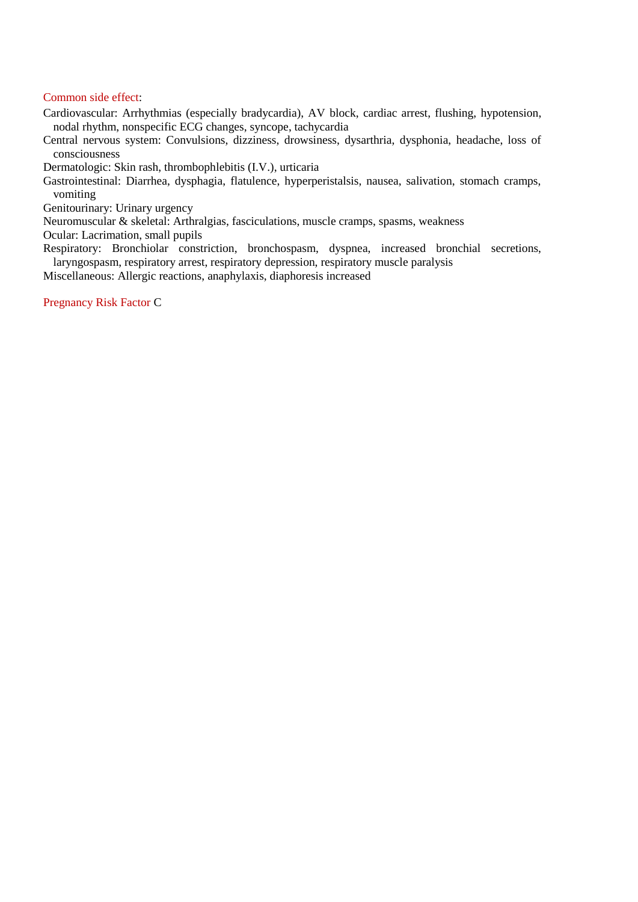Common side effect:

Cardiovascular: Arrhythmias (especially bradycardia), AV block, cardiac arrest, flushing, hypotension, nodal rhythm, nonspecific ECG changes, syncope, tachycardia

Central nervous system: Convulsions, dizziness, drowsiness, dysarthria, dysphonia, headache, loss of consciousness

Dermatologic: Skin rash, thrombophlebitis (I.V.), urticaria

Gastrointestinal: Diarrhea, dysphagia, flatulence, hyperperistalsis, nausea, salivation, stomach cramps, vomiting

Genitourinary: Urinary urgency

Neuromuscular & skeletal: Arthralgias, fasciculations, muscle cramps, spasms, weakness

Ocular: Lacrimation, small pupils

Respiratory: Bronchiolar constriction, bronchospasm, dyspnea, increased bronchial secretions, laryngospasm, respiratory arrest, respiratory depression, respiratory muscle paralysis

Miscellaneous: Allergic reactions, anaphylaxis, diaphoresis increased

Pregnancy Risk Factor C